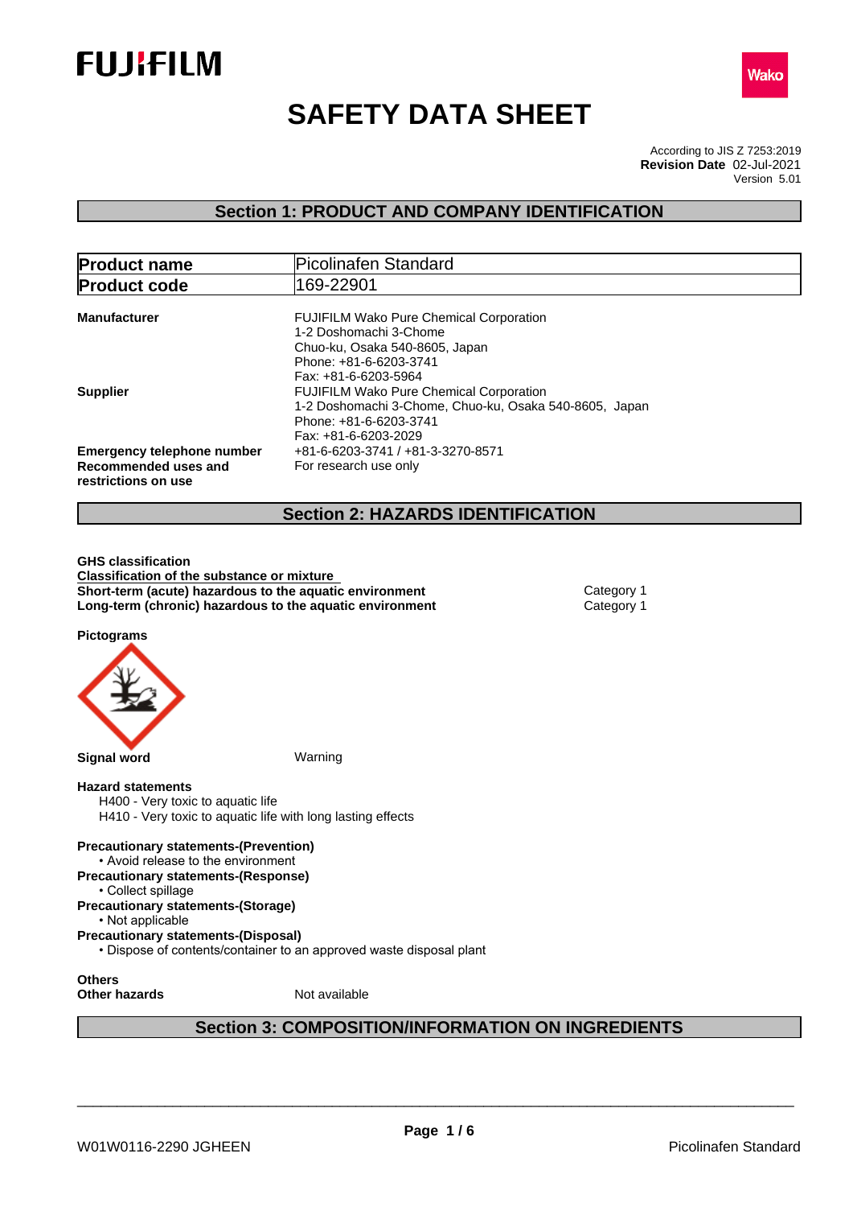# SAFETY DATA SHEET

According to JIS Z 7253:2019
**Revision Date** 02-Jul-2021
Version 5.01

## Section 1: PRODUCT AND COMPANY IDENTIFICATION

| | |
|---|---|
| **Product name** | Picolinafen Standard |
| **Product code** | 169-22901 |

**Manufacturer**
FUJIFILM Wako Pure Chemical Corporation
1-2 Doshomachi 3-Chome
Chuo-ku, Osaka 540-8605, Japan
Phone: +81-6-6203-3741
Fax: +81-6-6203-5964

**Supplier**
FUJIFILM Wako Pure Chemical Corporation
1-2 Doshomachi 3-Chome, Chuo-ku, Osaka 540-8605, Japan
Phone: +81-6-6203-3741
Fax: +81-6-6203-2029

**Emergency telephone number** +81-6-6203-3741 / +81-3-3270-8571

**Recommended uses and restrictions on use** For research use only

## Section 2: HAZARDS IDENTIFICATION

**GHS classification**

**Classification of the substance or mixture**

| | |
|---|---|
| **Short-term (acute) hazardous to the aquatic environment** | Category 1 |
| **Long-term (chronic) hazardous to the aquatic environment** | Category 1 |

**Pictograms**

**Signal word** Warning

**Hazard statements**
H400 - Very toxic to aquatic life
H410 - Very toxic to aquatic life with long lasting effects

**Precautionary statements-(Prevention)**
- Avoid release to the environment

**Precautionary statements-(Response)**
- Collect spillage

**Precautionary statements-(Storage)**
- Not applicable

**Precautionary statements-(Disposal)**
- Dispose of contents/container to an approved waste disposal plant

**Others**
**Other hazards** Not available

## Section 3: COMPOSITION/INFORMATION ON INGREDIENTS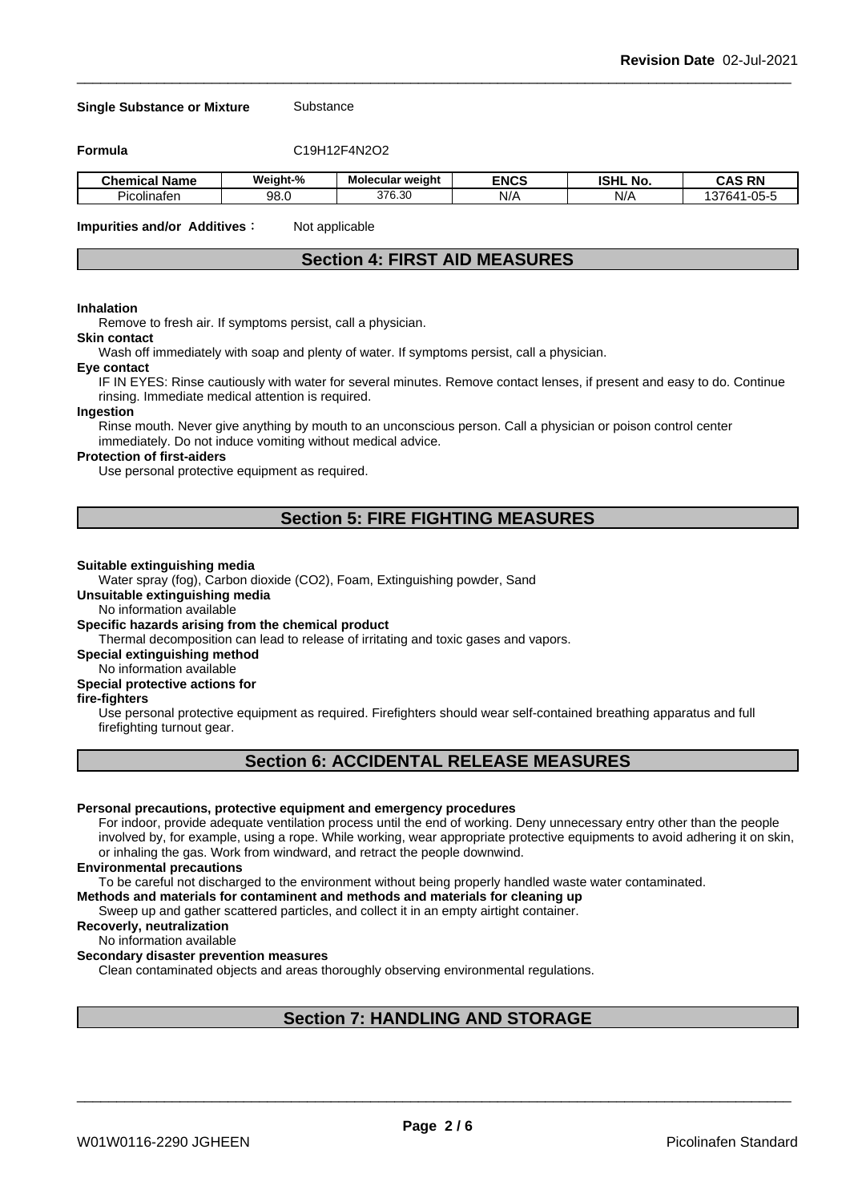**Single Substance or Mixture** Substance

**Formula** C19H12F4N2O2

| Chemical Name | Weight-% | Molecular weight | ENCS | ISHL No. | CAS RN |
|---|---|---|---|---|---|
| Picolinafen | 98.0 | 376.30 | N/A | N/A | 137641-05-5 |

**Impurities and/or Additives**： Not applicable

## Section 4: FIRST AID MEASURES

**Inhalation**

Remove to fresh air. If symptoms persist, call a physician.

**Skin contact**

Wash off immediately with soap and plenty of water. If symptoms persist, call a physician.

**Eye contact**

IF IN EYES: Rinse cautiously with water for several minutes. Remove contact lenses, if present and easy to do. Continue rinsing. Immediate medical attention is required.

**Ingestion**

Rinse mouth. Never give anything by mouth to an unconscious person. Call a physician or poison control center immediately. Do not induce vomiting without medical advice.

**Protection of first-aiders**

Use personal protective equipment as required.

## Section 5: FIRE FIGHTING MEASURES

**Suitable extinguishing media**

Water spray (fog), Carbon dioxide (CO2), Foam, Extinguishing powder, Sand

**Unsuitable extinguishing media**

No information available

**Specific hazards arising from the chemical product**

Thermal decomposition can lead to release of irritating and toxic gases and vapors.

**Special extinguishing method**

No information available

**Special protective actions for fire-fighters**

Use personal protective equipment as required. Firefighters should wear self-contained breathing apparatus and full firefighting turnout gear.

## Section 6: ACCIDENTAL RELEASE MEASURES

**Personal precautions, protective equipment and emergency procedures**

For indoor, provide adequate ventilation process until the end of working. Deny unnecessary entry other than the people involved by, for example, using a rope. While working, wear appropriate protective equipments to avoid adhering it on skin, or inhaling the gas. Work from windward, and retract the people downwind.

**Environmental precautions**

To be careful not discharged to the environment without being properly handled waste water contaminated.

**Methods and materials for contaminent and methods and materials for cleaning up**

Sweep up and gather scattered particles, and collect it in an empty airtight container.

**Recoverly, neutralization**

No information available

**Secondary disaster prevention measures**

Clean contaminated objects and areas thoroughly observing environmental regulations.

## Section 7: HANDLING AND STORAGE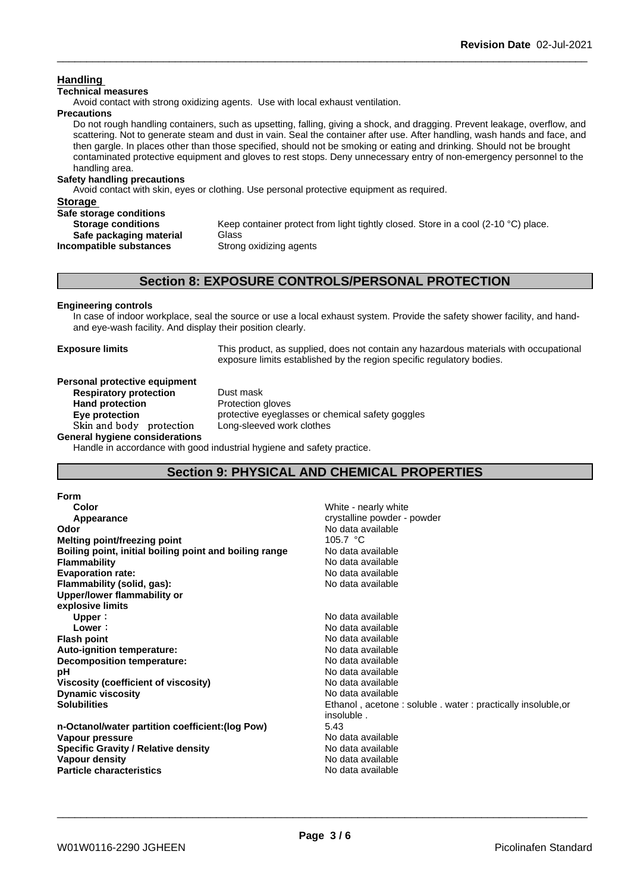## Handling

**Technical measures**

Avoid contact with strong oxidizing agents. Use with local exhaust ventilation.

**Precautions**

Do not rough handling containers, such as upsetting, falling, giving a shock, and dragging. Prevent leakage, overflow, and scattering. Not to generate steam and dust in vain. Seal the container after use. After handling, wash hands and face, and then gargle. In places other than those specified, should not be smoking or eating and drinking. Should not be brought contaminated protective equipment and gloves to rest stops. Deny unnecessary entry of non-emergency personnel to the handling area.

**Safety handling precautions**

Avoid contact with skin, eyes or clothing. Use personal protective equipment as required.

## Storage

**Safe storage conditions**

| | |
|---|---|
| **Storage conditions** | Keep container protect from light tightly closed. Store in a cool (2-10 °C) place. |
| **Safe packaging material** | Glass |
| **Incompatible substances** | Strong oxidizing agents |

## Section 8: EXPOSURE CONTROLS/PERSONAL PROTECTION

**Engineering controls**

In case of indoor workplace, seal the source or use a local exhaust system. Provide the safety shower facility, and hand- and eye-wash facility. And display their position clearly.

**Exposure limits** This product, as supplied, does not contain any hazardous materials with occupational exposure limits established by the region specific regulatory bodies.

**Personal protective equipment**

| | |
|---|---|
| **Respiratory protection** | Dust mask |
| **Hand protection** | Protection gloves |
| **Eye protection** | protective eyeglasses or chemical safety goggles |
| **Skin and body protection** | Long-sleeved work clothes |

**General hygiene considerations**

Handle in accordance with good industrial hygiene and safety practice.

## Section 9: PHYSICAL AND CHEMICAL PROPERTIES

| | |
|---|---|
| **Form** | |
| **Color** | White - nearly white |
| **Appearance** | crystalline powder - powder |
| **Odor** | No data available |
| **Melting point/freezing point** | 105.7 °C |
| **Boiling point, initial boiling point and boiling range** | No data available |
| **Flammability** | No data available |
| **Evaporation rate:** | No data available |
| **Flammability (solid, gas):** | No data available |
| **Upper/lower flammability or explosive limits** | |
| **Upper :** | No data available |
| **Lower :** | No data available |
| **Flash point** | No data available |
| **Auto-ignition temperature:** | No data available |
| **Decomposition temperature:** | No data available |
| **pH** | No data available |
| **Viscosity (coefficient of viscosity)** | No data available |
| **Dynamic viscosity** | No data available |
| **Solubilities** | Ethanol , acetone : soluble . water : practically insoluble,or insoluble . |
| **n-Octanol/water partition coefficient:(log Pow)** | 5.43 |
| **Vapour pressure** | No data available |
| **Specific Gravity / Relative density** | No data available |
| **Vapour density** | No data available |
| **Particle characteristics** | No data available |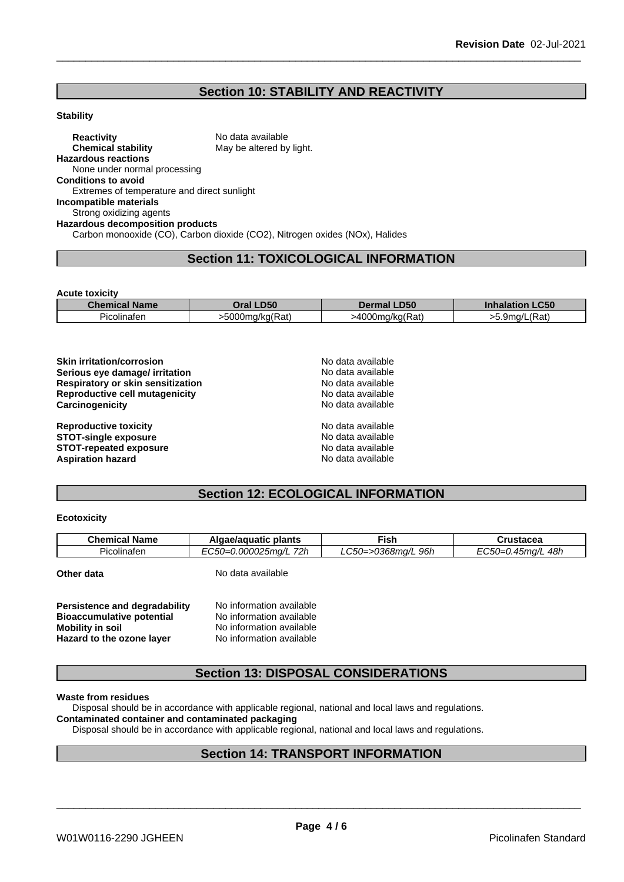## Section 10: STABILITY AND REACTIVITY

**Stability**

**Reactivity** No data available
**Chemical stability** May be altered by light.

**Hazardous reactions**
None under normal processing

**Conditions to avoid**
Extremes of temperature and direct sunlight

**Incompatible materials**
Strong oxidizing agents

**Hazardous decomposition products**
Carbon monooxide (CO), Carbon dioxide ($CO_2$), Nitrogen oxides (NOx), Halides

## Section 11: TOXICOLOGICAL INFORMATION

**Acute toxicity**

| Chemical Name | Oral LD50 | Dermal LD50 | Inhalation LC50 |
|---|---|---|---|
| Picolinafen | >5000mg/kg(Rat) | >4000mg/kg(Rat) | >5.9mg/L(Rat) |

**Skin irritation/corrosion** No data available
**Serious eye damage/ irritation** No data available
**Respiratory or skin sensitization** No data available
**Reproductive cell mutagenicity** No data available
**Carcinogenicity** No data available

**Reproductive toxicity** No data available
**STOT-single exposure** No data available
**STOT-repeated exposure** No data available
**Aspiration hazard** No data available

## Section 12: ECOLOGICAL INFORMATION

**Ecotoxicity**

| Chemical Name | Algae/aquatic plants | Fish | Crustacea |
|---|---|---|---|
| Picolinafen | *EC50=0.000025mg/L 72h* | *LC50=>0368mg/L 96h* | *EC50=0.45mg/L 48h* |

**Other data** No data available

**Persistence and degradability** No information available
**Bioaccumulative potential** No information available
**Mobility in soil** No information available
**Hazard to the ozone layer** No information available

## Section 13: DISPOSAL CONSIDERATIONS

**Waste from residues**
Disposal should be in accordance with applicable regional, national and local laws and regulations.

**Contaminated container and contaminated packaging**
Disposal should be in accordance with applicable regional, national and local laws and regulations.

## Section 14: TRANSPORT INFORMATION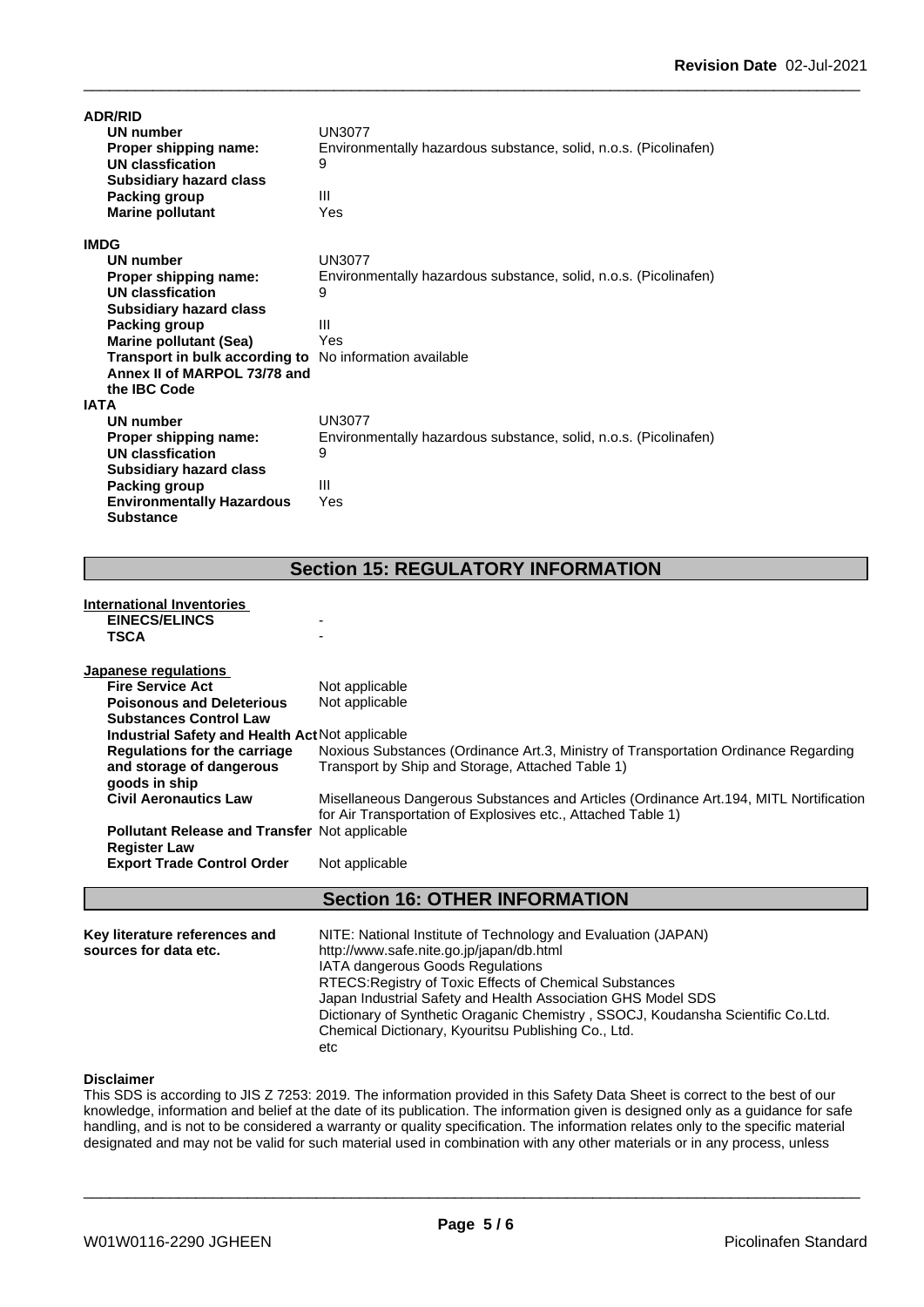**ADR/RID**

| | |
|---|---|
| **UN number** | UN3077 |
| **Proper shipping name:** | Environmentally hazardous substance, solid, n.o.s. (Picolinafen) |
| **UN classfication** | 9 |
| **Subsidiary hazard class** | |
| **Packing group** | III |
| **Marine pollutant** | Yes |

**IMDG**

| | |
|---|---|
| **UN number** | UN3077 |
| **Proper shipping name:** | Environmentally hazardous substance, solid, n.o.s. (Picolinafen) |
| **UN classfication** | 9 |
| **Subsidiary hazard class** | |
| **Packing group** | III |
| **Marine pollutant (Sea)** | Yes |
| **Transport in bulk according to Annex II of MARPOL 73/78 and the IBC Code** | No information available |

**IATA**

| | |
|---|---|
| **UN number** | UN3077 |
| **Proper shipping name:** | Environmentally hazardous substance, solid, n.o.s. (Picolinafen) |
| **UN classfication** | 9 |
| **Subsidiary hazard class** | |
| **Packing group** | III |
| **Environmentally Hazardous Substance** | Yes |

## Section 15: REGULATORY INFORMATION

**International Inventories**

| | |
|---|---|
| **EINECS/ELINCS** | - |
| **TSCA** | - |

**Japanese regulations**

| | |
|---|---|
| **Fire Service Act** | Not applicable |
| **Poisonous and Deleterious Substances Control Law** | Not applicable |
| **Industrial Safety and Health Act** | Not applicable |
| **Regulations for the carriage and storage of dangerous goods in ship** | Noxious Substances (Ordinance Art.3, Ministry of Transportation Ordinance Regarding Transport by Ship and Storage, Attached Table 1) |
| **Civil Aeronautics Law** | Misellaneous Dangerous Substances and Articles (Ordinance Art.194, MITL Nortification for Air Transportation of Explosives etc., Attached Table 1) |
| **Pollutant Release and Transfer Register Law** | Not applicable |
| **Export Trade Control Order** | Not applicable |

## Section 16: OTHER INFORMATION

**Key literature references and sources for data etc.**

NITE: National Institute of Technology and Evaluation (JAPAN)
http://www.safe.nite.go.jp/japan/db.html
IATA dangerous Goods Regulations
RTECS:Registry of Toxic Effects of Chemical Substances
Japan Industrial Safety and Health Association GHS Model SDS
Dictionary of Synthetic Oraganic Chemistry , SSOCJ, Koudansha Scientific Co.Ltd.
Chemical Dictionary, Kyouritsu Publishing Co., Ltd.
etc

**Disclaimer**

This SDS is according to JIS Z 7253: 2019. The information provided in this Safety Data Sheet is correct to the best of our knowledge, information and belief at the date of its publication. The information given is designed only as a guidance for safe handling, and is not to be considered a warranty or quality specification. The information relates only to the specific material designated and may not be valid for such material used in combination with any other materials or in any process, unless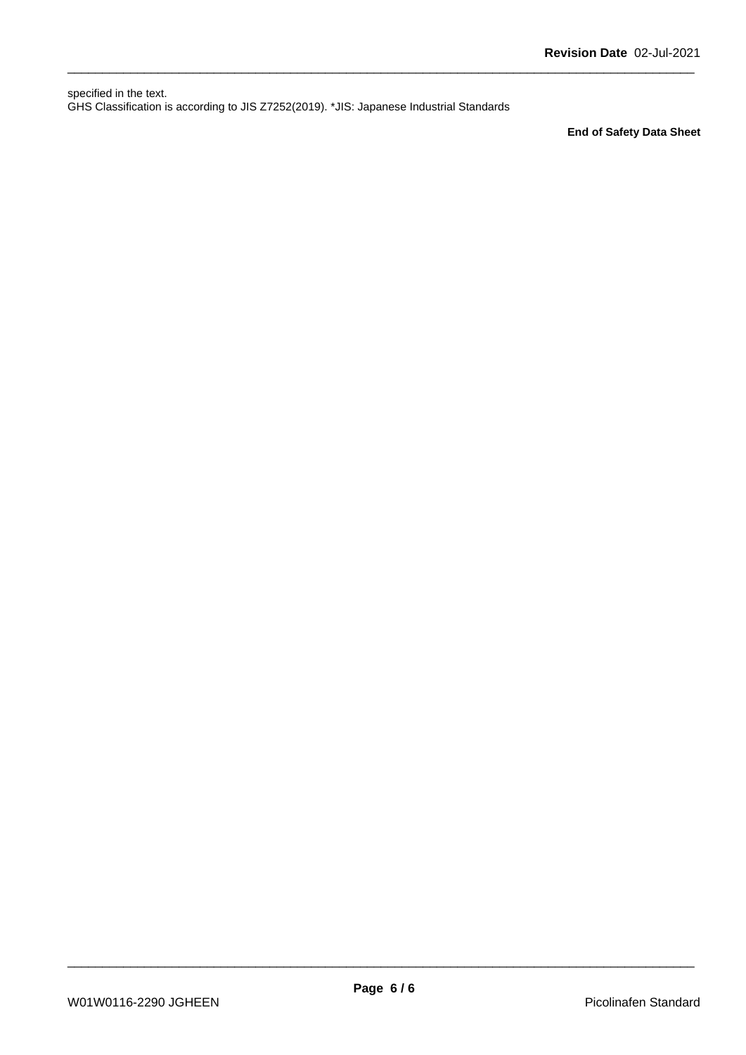specified in the text.
GHS Classification is according to JIS Z7252(2019). *JIS: Japanese Industrial Standards

**End of Safety Data Sheet**